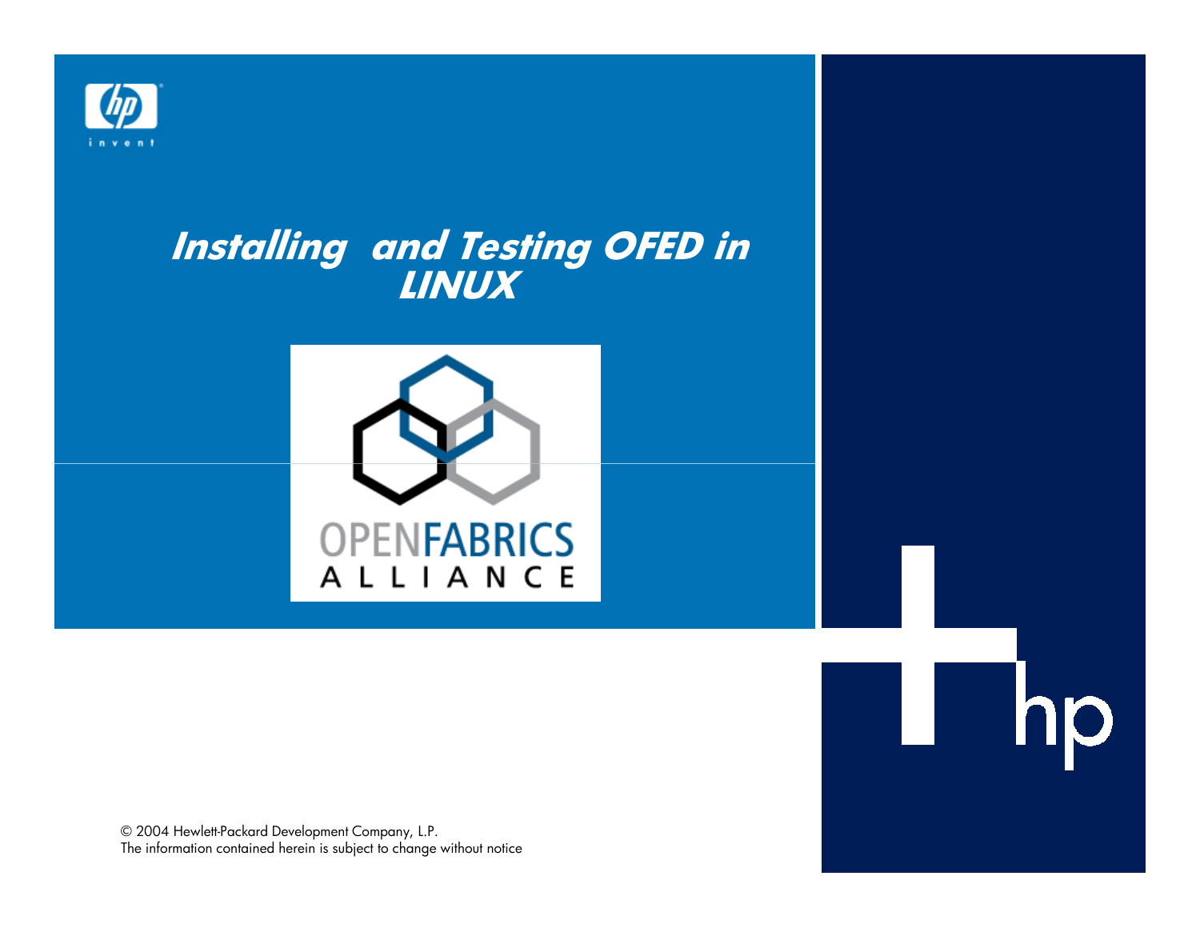# Installing and Testing OFED in LINUX

© 2004 Hewlett-Packard Development Company, L.P.
The information contained herein is subject to change without notice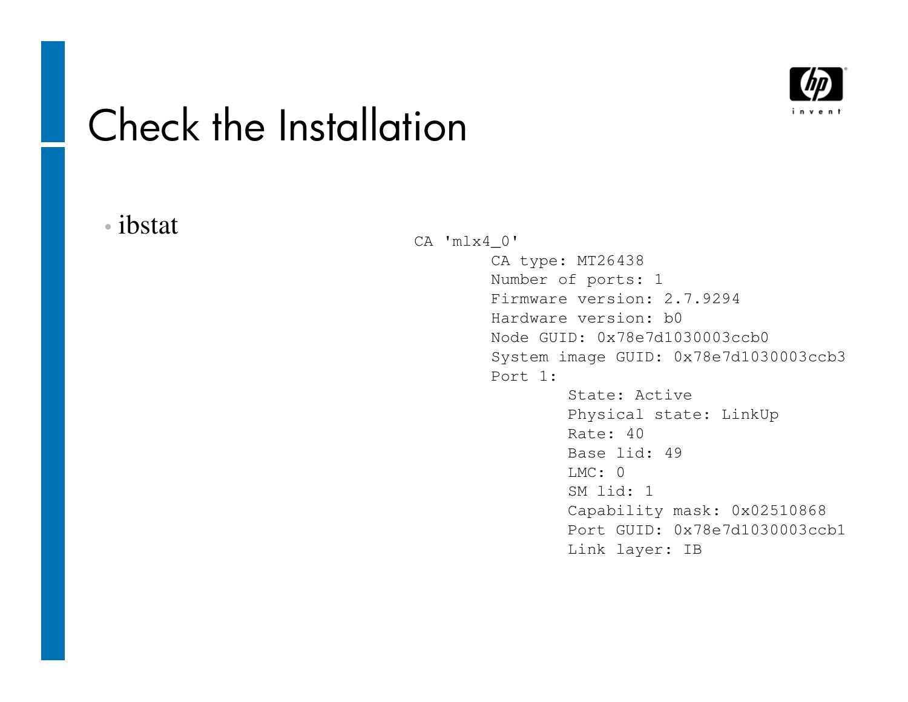# Check the Installation

- ibstat

```
CA 'mlx4_0'
        CA type: MT26438
        Number of ports: 1
        Firmware version: 2.7.9294
        Hardware version: b0
        Node GUID: 0x78e7d1030003ccb0
        System image GUID: 0x78e7d1030003ccb3
        Port 1:
                State: Active
                Physical state: LinkUp
                Rate: 40
                Base lid: 49
                LMC: 0
                SM lid: 1
                Capability mask: 0x02510868
                Port GUID: 0x78e7d1030003ccb1
                Link layer: IB
```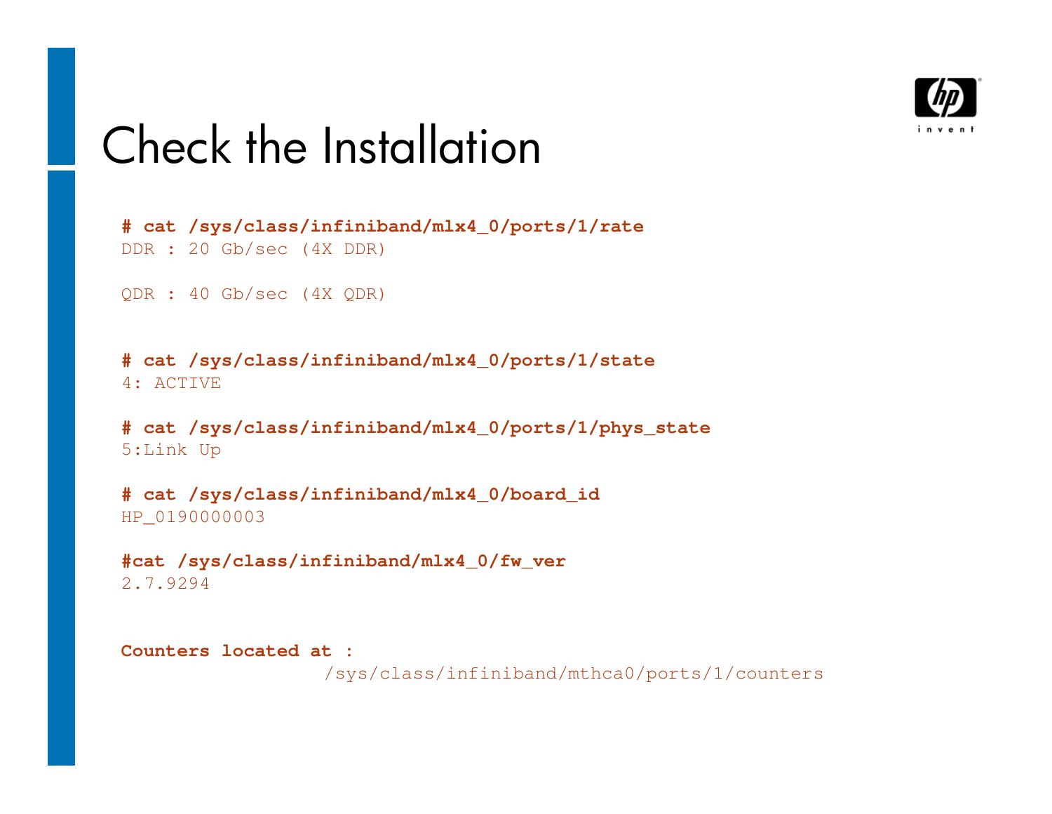# Check the Installation

```
# cat /sys/class/infiniband/mlx4_0/ports/1/rate
DDR : 20 Gb/sec (4X DDR)

QDR : 40 Gb/sec (4X QDR)


# cat /sys/class/infiniband/mlx4_0/ports/1/state
4: ACTIVE

# cat /sys/class/infiniband/mlx4_0/ports/1/phys_state
5:Link Up

# cat /sys/class/infiniband/mlx4_0/board_id
HP_0190000003

#cat /sys/class/infiniband/mlx4_0/fw_ver
2.7.9294
```

**Counters located at :**

/sys/class/infiniband/mthca0/ports/1/counters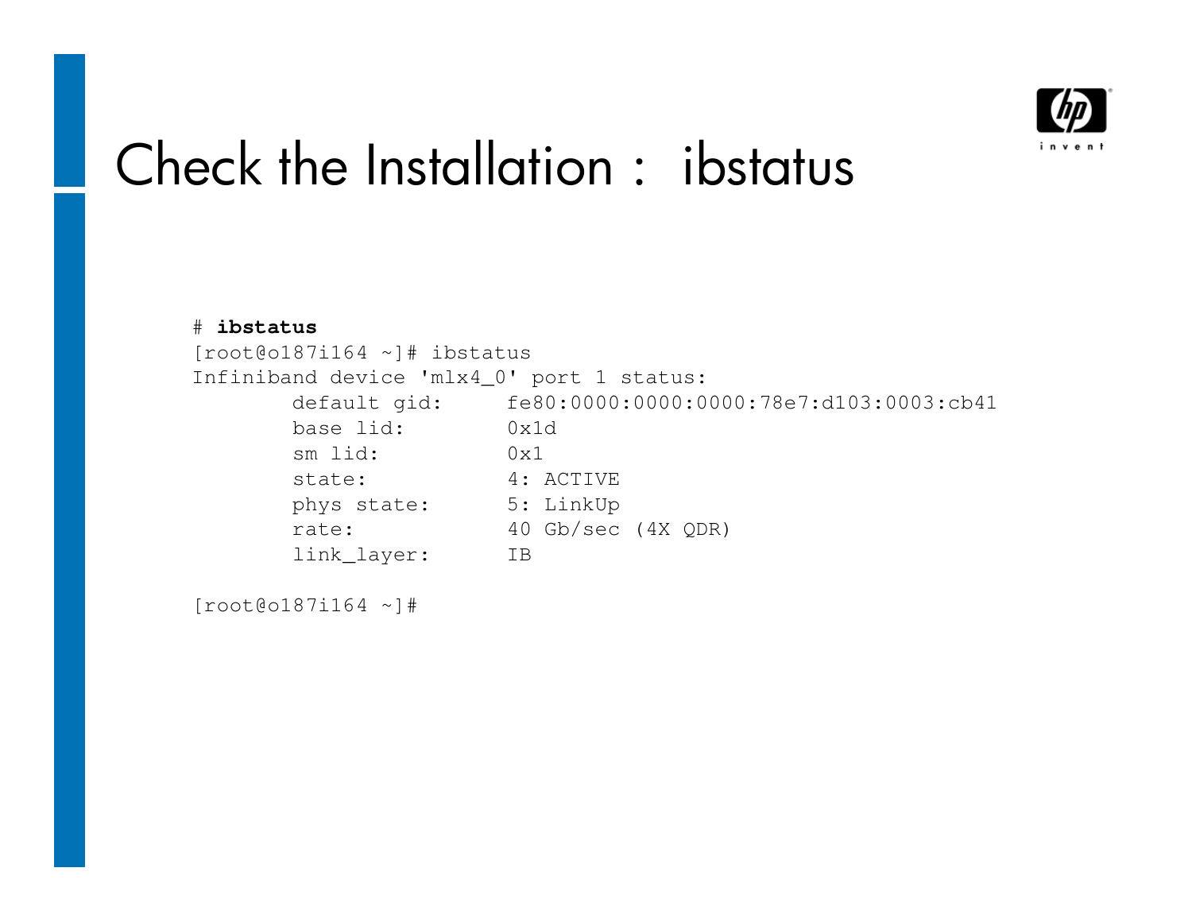# Check the Installation : ibstatus

```
# ibstatus
[root@o187i164 ~]# ibstatus
Infiniband device 'mlx4_0' port 1 status:
        default gid:     fe80:0000:0000:0000:78e7:d103:0003:cb41
        base lid:        0x1d
        sm lid:          0x1
        state:           4: ACTIVE
        phys state:      5: LinkUp
        rate:            40 Gb/sec (4X QDR)
        link_layer:      IB

[root@o187i164 ~]#
```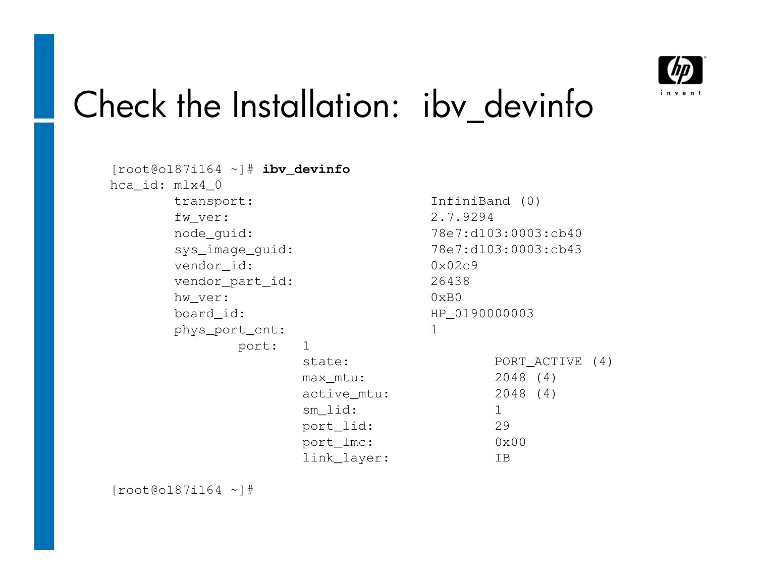# Check the Installation: ibv_devinfo

```
[root@o187i164 ~]# ibv_devinfo
hca_id: mlx4_0
        transport:                      InfiniBand (0)
        fw_ver:                         2.7.9294
        node_guid:                      78e7:d103:0003:cb40
        sys_image_guid:                 78e7:d103:0003:cb43
        vendor_id:                      0x02c9
        vendor_part_id:                 26438
        hw_ver:                         0xB0
        board_id:                       HP_0190000003
        phys_port_cnt:                  1
                port:   1
                        state:                  PORT_ACTIVE (4)
                        max_mtu:                2048 (4)
                        active_mtu:             2048 (4)
                        sm_lid:                 1
                        port_lid:               29
                        port_lmc:               0x00
                        link_layer:             IB

[root@o187i164 ~]#
```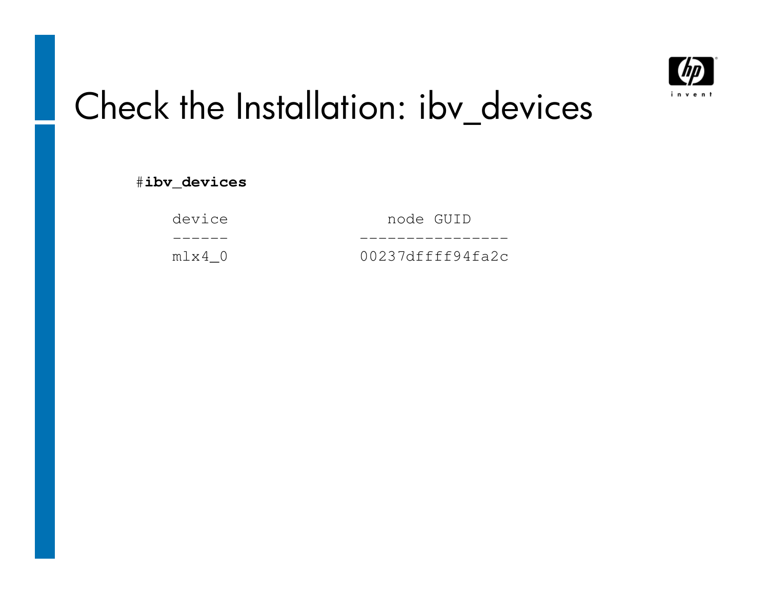# Check the Installation: ibv_devices

```
#ibv_devices

    device                   node GUID
    ------              ----------------
    mlx4_0              00237dffff94fa2c
```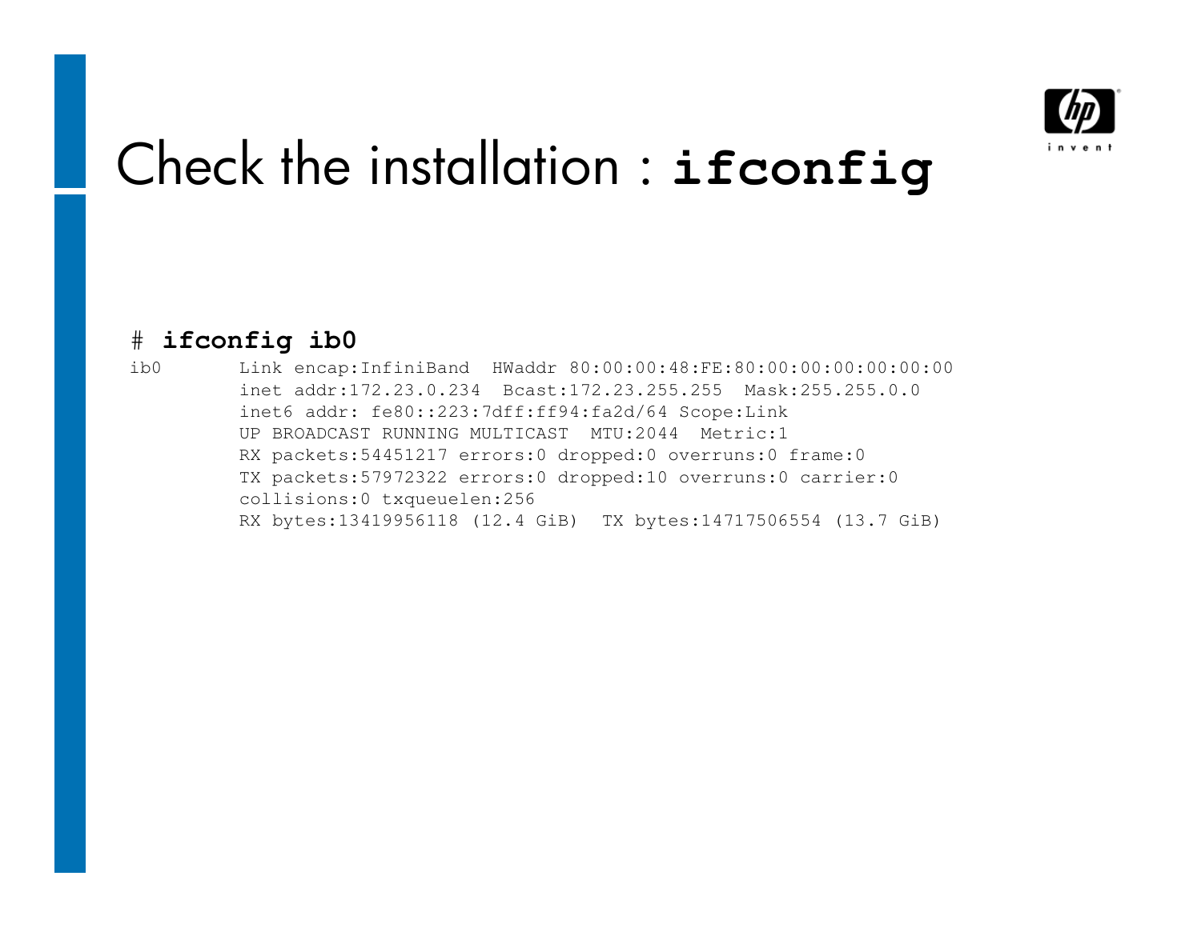# Check the installation : **ifconfig**

```
# ifconfig ib0
ib0       Link encap:InfiniBand  HWaddr 80:00:00:48:FE:80:00:00:00:00:00:00
          inet addr:172.23.0.234  Bcast:172.23.255.255  Mask:255.255.0.0
          inet6 addr: fe80::223:7dff:ff94:fa2d/64 Scope:Link
          UP BROADCAST RUNNING MULTICAST  MTU:2044  Metric:1
          RX packets:54451217 errors:0 dropped:0 overruns:0 frame:0
          TX packets:57972322 errors:0 dropped:10 overruns:0 carrier:0
          collisions:0 txqueuelen:256
          RX bytes:13419956118 (12.4 GiB)  TX bytes:14717506554 (13.7 GiB)
```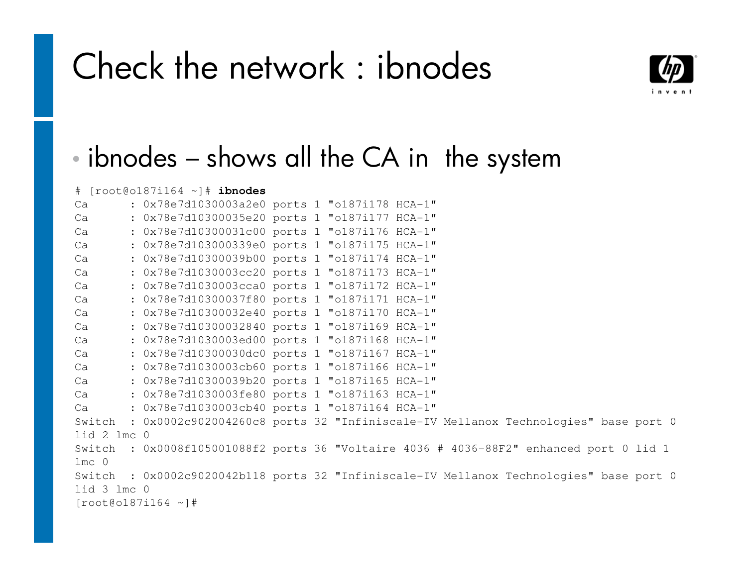# Check the network : ibnodes

- ibnodes – shows all the CA in the system

```
# [root@o187i164 ~]# ibnodes
Ca      : 0x78e7d1030003a2e0 ports 1 "o187i178 HCA-1"
Ca      : 0x78e7d10300035e20 ports 1 "o187i177 HCA-1"
Ca      : 0x78e7d10300031c00 ports 1 "o187i176 HCA-1"
Ca      : 0x78e7d103000339e0 ports 1 "o187i175 HCA-1"
Ca      : 0x78e7d10300039b00 ports 1 "o187i174 HCA-1"
Ca      : 0x78e7d1030003cc20 ports 1 "o187i173 HCA-1"
Ca      : 0x78e7d1030003cca0 ports 1 "o187i172 HCA-1"
Ca      : 0x78e7d10300037f80 ports 1 "o187i171 HCA-1"
Ca      : 0x78e7d10300032e40 ports 1 "o187i170 HCA-1"
Ca      : 0x78e7d10300032840 ports 1 "o187i169 HCA-1"
Ca      : 0x78e7d1030003ed00 ports 1 "o187i168 HCA-1"
Ca      : 0x78e7d10300030dc0 ports 1 "o187i167 HCA-1"
Ca      : 0x78e7d1030003cb60 ports 1 "o187i166 HCA-1"
Ca      : 0x78e7d10300039b20 ports 1 "o187i165 HCA-1"
Ca      : 0x78e7d1030003fe80 ports 1 "o187i163 HCA-1"
Ca      : 0x78e7d1030003cb40 ports 1 "o187i164 HCA-1"
Switch  : 0x0002c902004260c8 ports 32 "Infiniscale-IV Mellanox Technologies" base port 0
lid 2 lmc 0
Switch  : 0x0008f105001088f2 ports 36 "Voltaire 4036 # 4036-88F2" enhanced port 0 lid 1
lmc 0
Switch  : 0x0002c9020042b118 ports 32 "Infiniscale-IV Mellanox Technologies" base port 0
lid 3 lmc 0
[root@o187i164 ~]#
```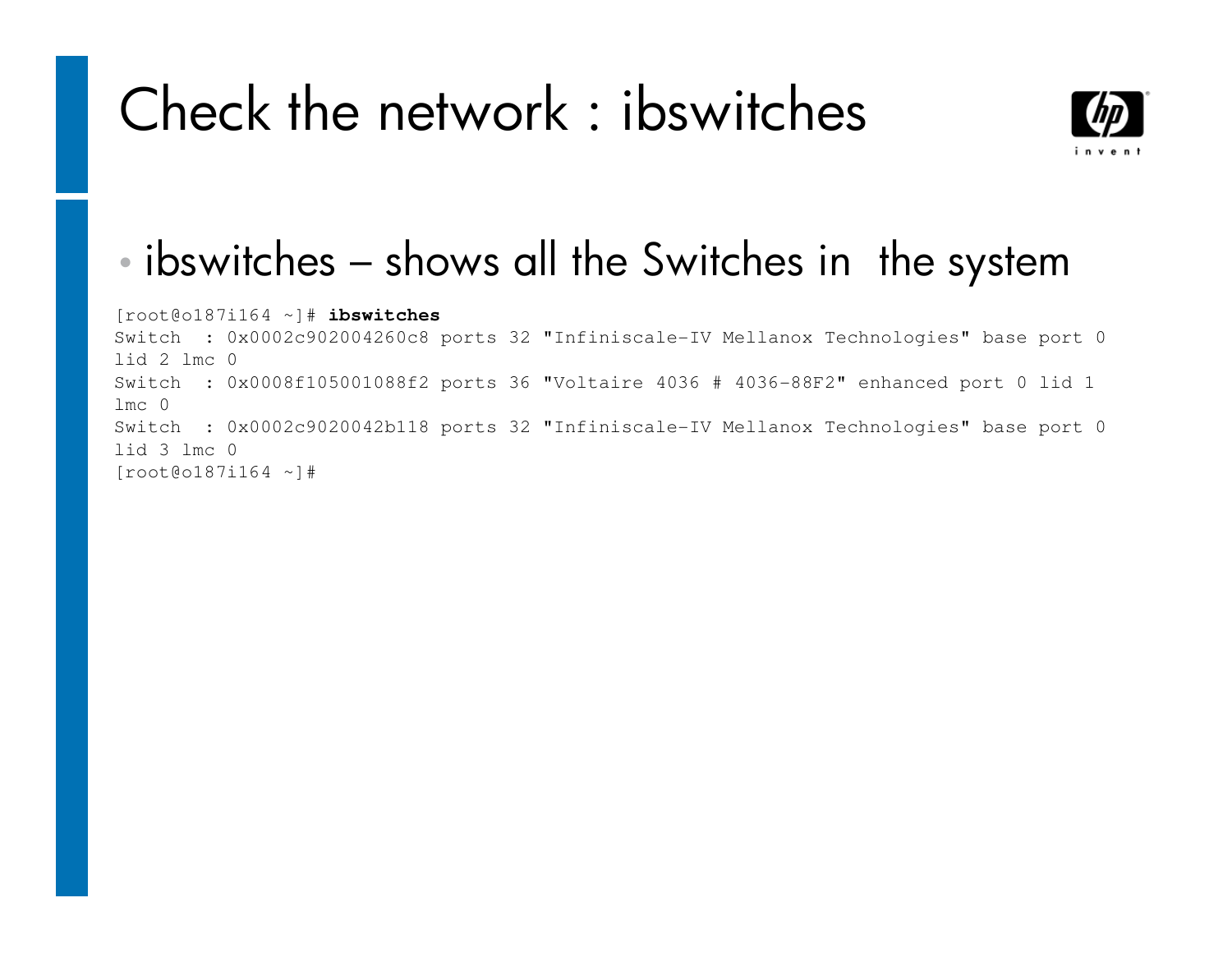# Check the network : ibswitches

- ibswitches – shows all the Switches in the system

```
[root@o187i164 ~]# ibswitches
Switch  : 0x0002c902004260c8 ports 32 "Infiniscale-IV Mellanox Technologies" base port 0
lid 2 lmc 0
Switch  : 0x0008f105001088f2 ports 36 "Voltaire 4036 # 4036-88F2" enhanced port 0 lid 1
lmc 0
Switch  : 0x0002c9020042b118 ports 32 "Infiniscale-IV Mellanox Technologies" base port 0
lid 3 lmc 0
[root@o187i164 ~]#
```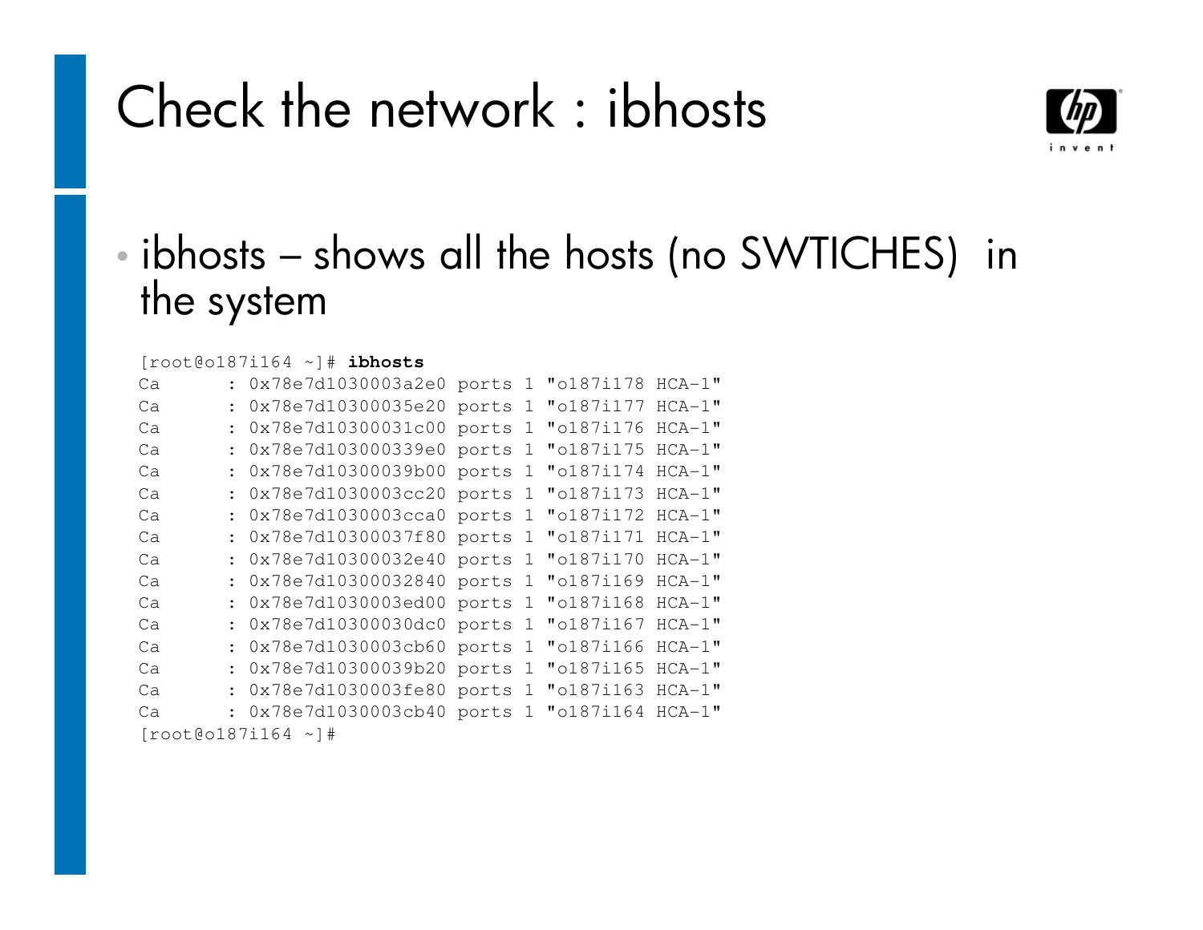# Check the network : ibhosts

- ibhosts – shows all the hosts (no SWTICHES) in the system

```
[root@o187i164 ~]# ibhosts
Ca      : 0x78e7d1030003a2e0 ports 1 "o187i178 HCA-1"
Ca      : 0x78e7d10300035e20 ports 1 "o187i177 HCA-1"
Ca      : 0x78e7d10300031c00 ports 1 "o187i176 HCA-1"
Ca      : 0x78e7d103000339e0 ports 1 "o187i175 HCA-1"
Ca      : 0x78e7d10300039b00 ports 1 "o187i174 HCA-1"
Ca      : 0x78e7d1030003cc20 ports 1 "o187i173 HCA-1"
Ca      : 0x78e7d1030003cca0 ports 1 "o187i172 HCA-1"
Ca      : 0x78e7d10300037f80 ports 1 "o187i171 HCA-1"
Ca      : 0x78e7d10300032e40 ports 1 "o187i170 HCA-1"
Ca      : 0x78e7d10300032840 ports 1 "o187i169 HCA-1"
Ca      : 0x78e7d1030003ed00 ports 1 "o187i168 HCA-1"
Ca      : 0x78e7d10300030dc0 ports 1 "o187i167 HCA-1"
Ca      : 0x78e7d1030003cb60 ports 1 "o187i166 HCA-1"
Ca      : 0x78e7d10300039b20 ports 1 "o187i165 HCA-1"
Ca      : 0x78e7d1030003fe80 ports 1 "o187i163 HCA-1"
Ca      : 0x78e7d1030003cb40 ports 1 "o187i164 HCA-1"
[root@o187i164 ~]#
```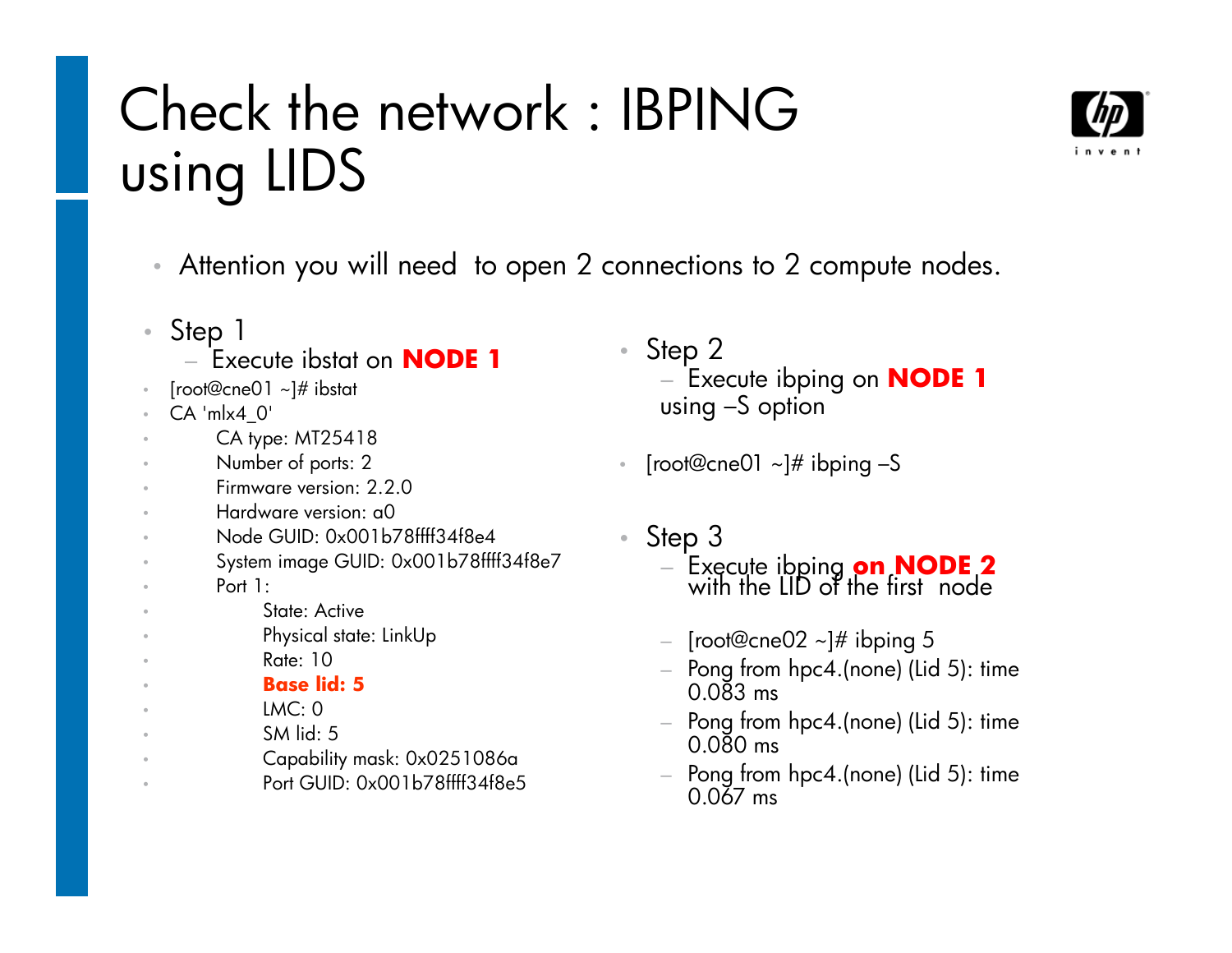# Check the network : IBPING using LIDS

- Attention you will need to open 2 connections to 2 compute nodes.

- Step 1
  - Execute ibstat on **NODE 1**
- [root@cne01 ~]# ibstat
- CA 'mlx4_0'
- CA type: MT25418
- Number of ports: 2
- Firmware version: 2.2.0
- Hardware version: a0
- Node GUID: 0x001b78ffff34f8e4
- System image GUID: 0x001b78ffff34f8e7
- Port 1:
- State: Active
- Physical state: LinkUp
- Rate: 10
- **Base lid: 5**
- LMC: 0
- SM lid: 5
- Capability mask: 0x0251086a
- Port GUID: 0x001b78ffff34f8e5

- Step 2
  - Execute ibping on **NODE 1** using –S option
- [root@cne01 ~]# ibping –S

- Step 3
  - Execute ibping **on NODE 2** with the LID of the first node
  - [root@cne02 ~]# ibping 5
  - Pong from hpc4.(none) (Lid 5): time 0.083 ms
  - Pong from hpc4.(none) (Lid 5): time 0.080 ms
  - Pong from hpc4.(none) (Lid 5): time 0.067 ms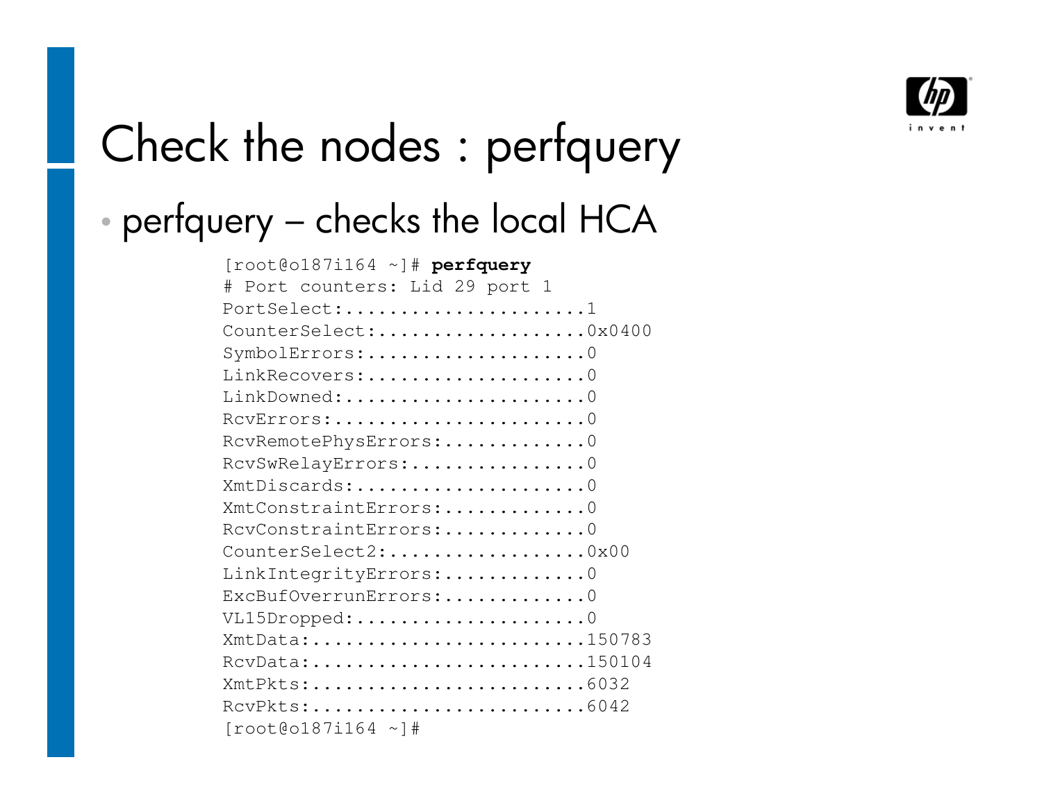# Check the nodes : perfquery

- perfquery – checks the local HCA

```
[root@o187i164 ~]# perfquery
# Port counters: Lid 29 port 1
PortSelect:......................1
CounterSelect:...................0x0400
SymbolErrors:....................0
LinkRecovers:....................0
LinkDowned:......................0
RcvErrors:.......................0
RcvRemotePhysErrors:.............0
RcvSwRelayErrors:................0
XmtDiscards:.....................0
XmtConstraintErrors:.............0
RcvConstraintErrors:.............0
CounterSelect2:..................0x00
LinkIntegrityErrors:.............0
ExcBufOverrunErrors:.............0
VL15Dropped:.....................0
XmtData:.........................150783
RcvData:.........................150104
XmtPkts:.........................6032
RcvPkts:.........................6042
[root@o187i164 ~]#
```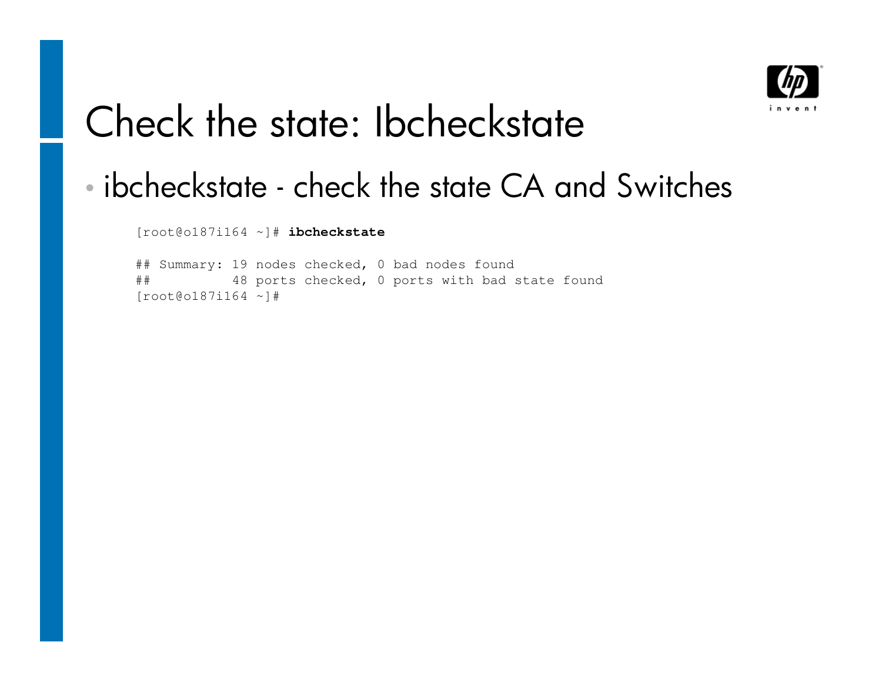# Check the state: Ibcheckstate

- ibcheckstate - check the state CA and Switches

```
[root@o187i164 ~]# ibcheckstate

## Summary: 19 nodes checked, 0 bad nodes found
##          48 ports checked, 0 ports with bad state found
[root@o187i164 ~]#
```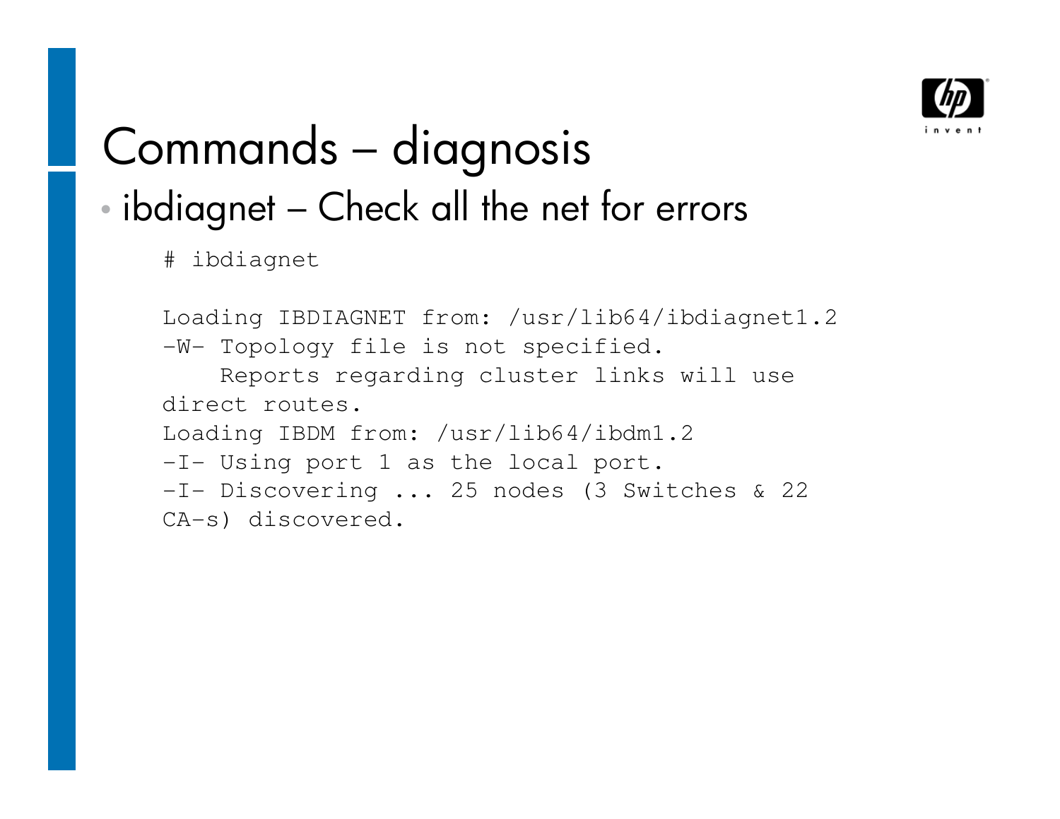# Commands – diagnosis

- ibdiagnet – Check all the net for errors

```
# ibdiagnet

Loading IBDIAGNET from: /usr/lib64/ibdiagnet1.2
-W- Topology file is not specified.
    Reports regarding cluster links will use
direct routes.
Loading IBDM from: /usr/lib64/ibdm1.2
-I- Using port 1 as the local port.
-I- Discovering ... 25 nodes (3 Switches & 22
CA-s) discovered.
```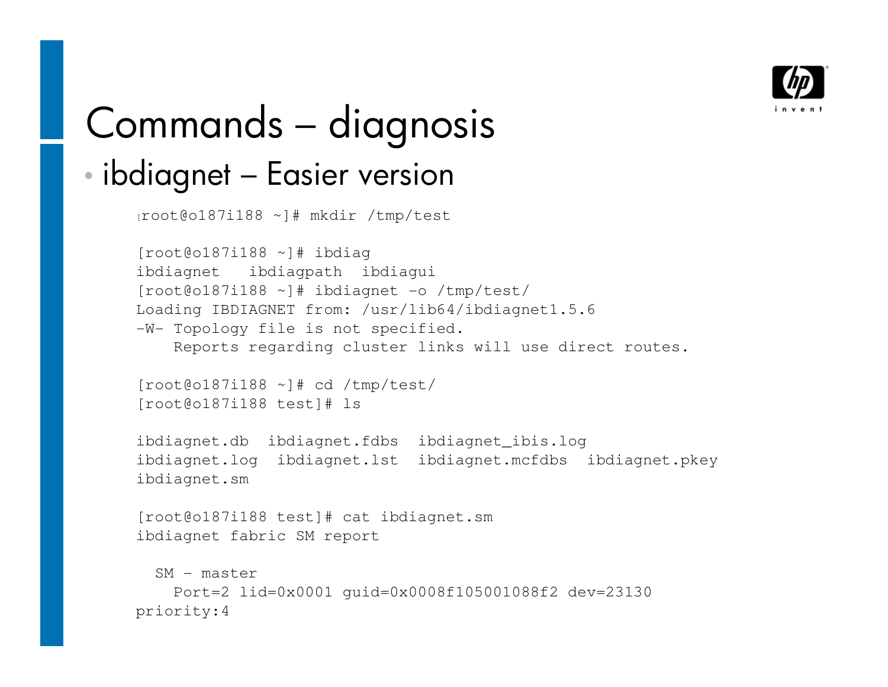# Commands – diagnosis

- ibdiagnet – Easier version

```
[root@o187i188 ~]# mkdir /tmp/test

[root@o187i188 ~]# ibdiag
ibdiagnet   ibdiagpath  ibdiagui
[root@o187i188 ~]# ibdiagnet -o /tmp/test/
Loading IBDIAGNET from: /usr/lib64/ibdiagnet1.5.6
-W- Topology file is not specified.
    Reports regarding cluster links will use direct routes.

[root@o187i188 ~]# cd /tmp/test/
[root@o187i188 test]# ls

ibdiagnet.db  ibdiagnet.fdbs  ibdiagnet_ibis.log
ibdiagnet.log  ibdiagnet.lst  ibdiagnet.mcfdbs  ibdiagnet.pkey
ibdiagnet.sm

[root@o187i188 test]# cat ibdiagnet.sm
ibdiagnet fabric SM report

  SM - master
    Port=2 lid=0x0001 guid=0x0008f105001088f2 dev=23130
priority:4
```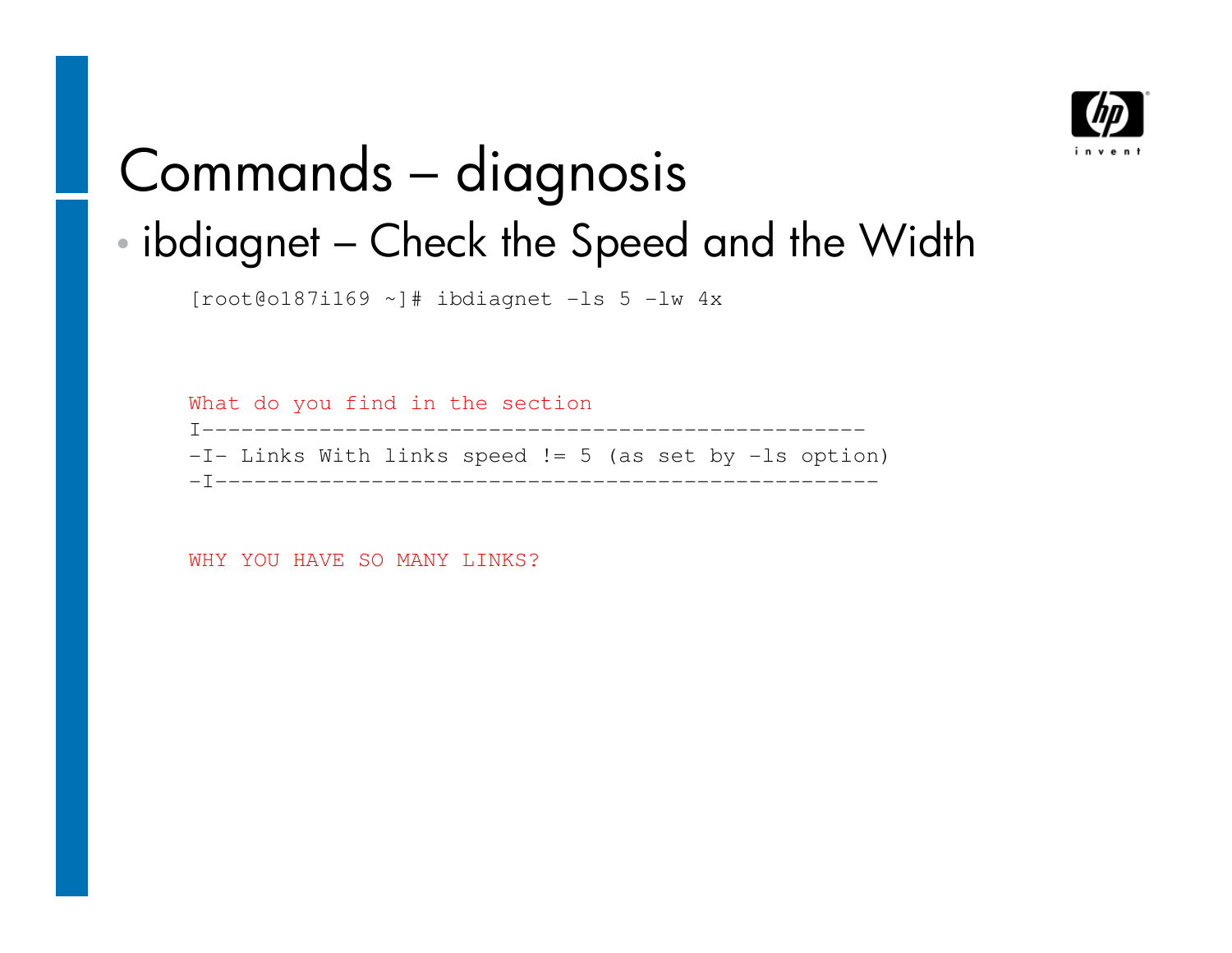# Commands – diagnosis

- ibdiagnet – Check the Speed and the Width

```
[root@o187i169 ~]# ibdiagnet -ls 5 -lw 4x
```

```
What do you find in the section
I---------------------------------------------------
-I- Links With links speed != 5 (as set by -ls option)
-I---------------------------------------------------
```

```
WHY YOU HAVE SO MANY LINKS?
```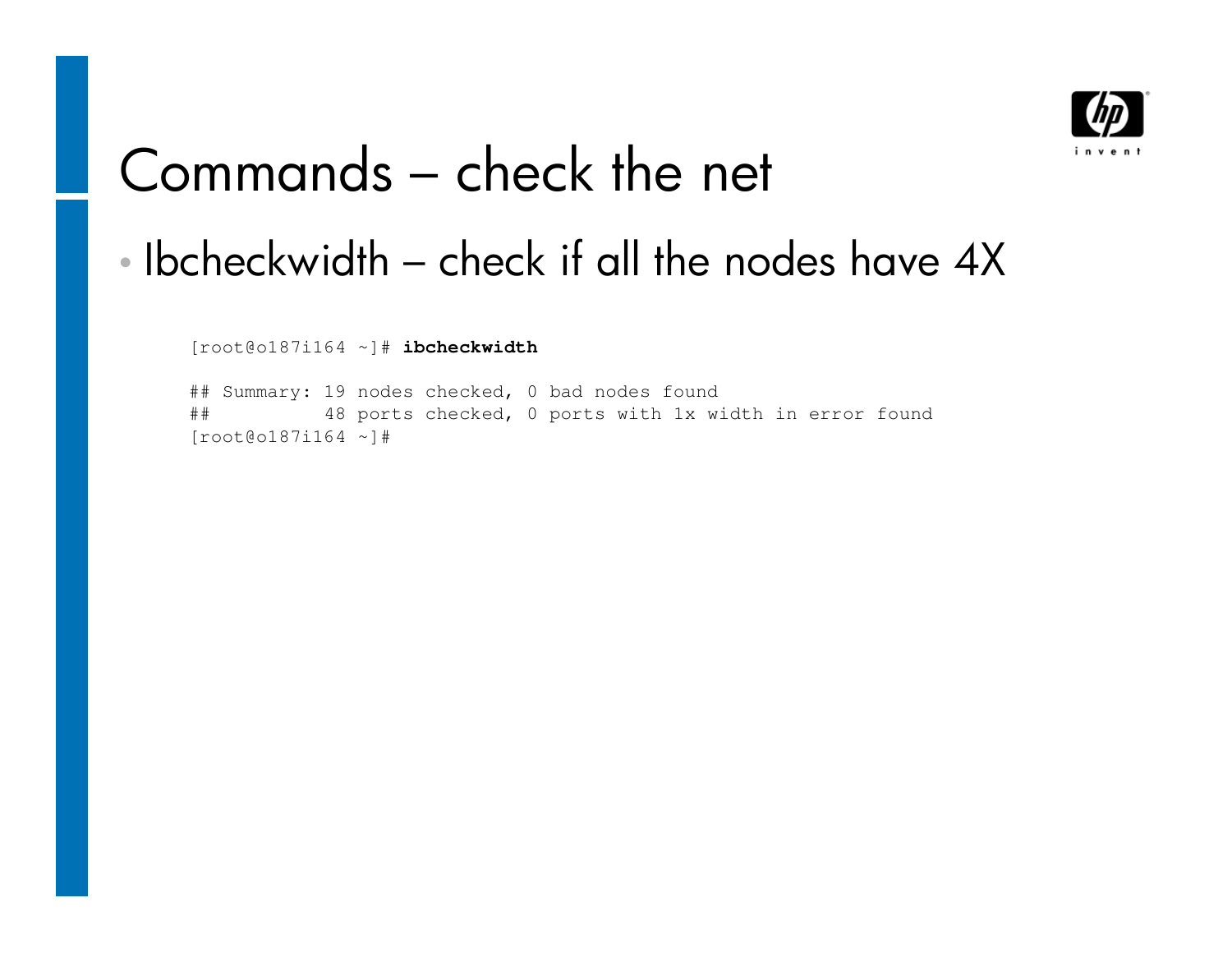# Commands – check the net

- Ibcheckwidth – check if all the nodes have 4X

```
[root@o187i164 ~]# ibcheckwidth

## Summary: 19 nodes checked, 0 bad nodes found
##          48 ports checked, 0 ports with 1x width in error found
[root@o187i164 ~]#
```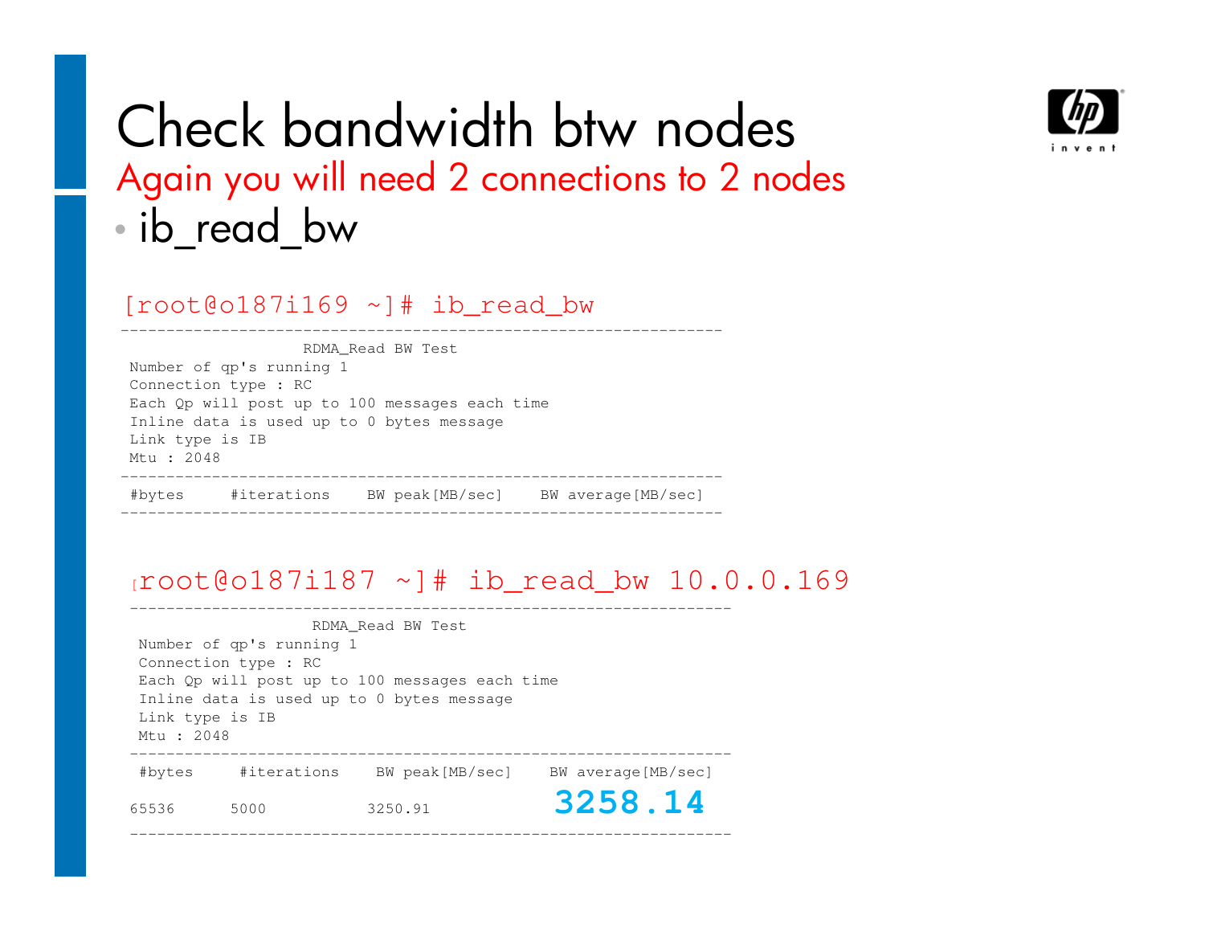# Check bandwidth btw nodes

## Again you will need 2 connections to 2 nodes

- ib_read_bw

```
[root@o187i169 ~]# ib_read_bw
------------------------------------------------------------------
                    RDMA_Read BW Test
 Number of qp's running 1
 Connection type : RC
 Each Qp will post up to 100 messages each time
 Inline data is used up to 0 bytes message
 Link type is IB
 Mtu : 2048
------------------------------------------------------------------
 #bytes     #iterations    BW peak[MB/sec]    BW average[MB/sec]
------------------------------------------------------------------
```

```
[root@o187i187 ~]# ib_read_bw 10.0.0.169
------------------------------------------------------------------
                    RDMA_Read BW Test
 Number of qp's running 1
 Connection type : RC
 Each Qp will post up to 100 messages each time
 Inline data is used up to 0 bytes message
 Link type is IB
 Mtu : 2048
------------------------------------------------------------------
 #bytes     #iterations    BW peak[MB/sec]    BW average[MB/sec]
65536      5000           3250.91            3258.14
------------------------------------------------------------------
```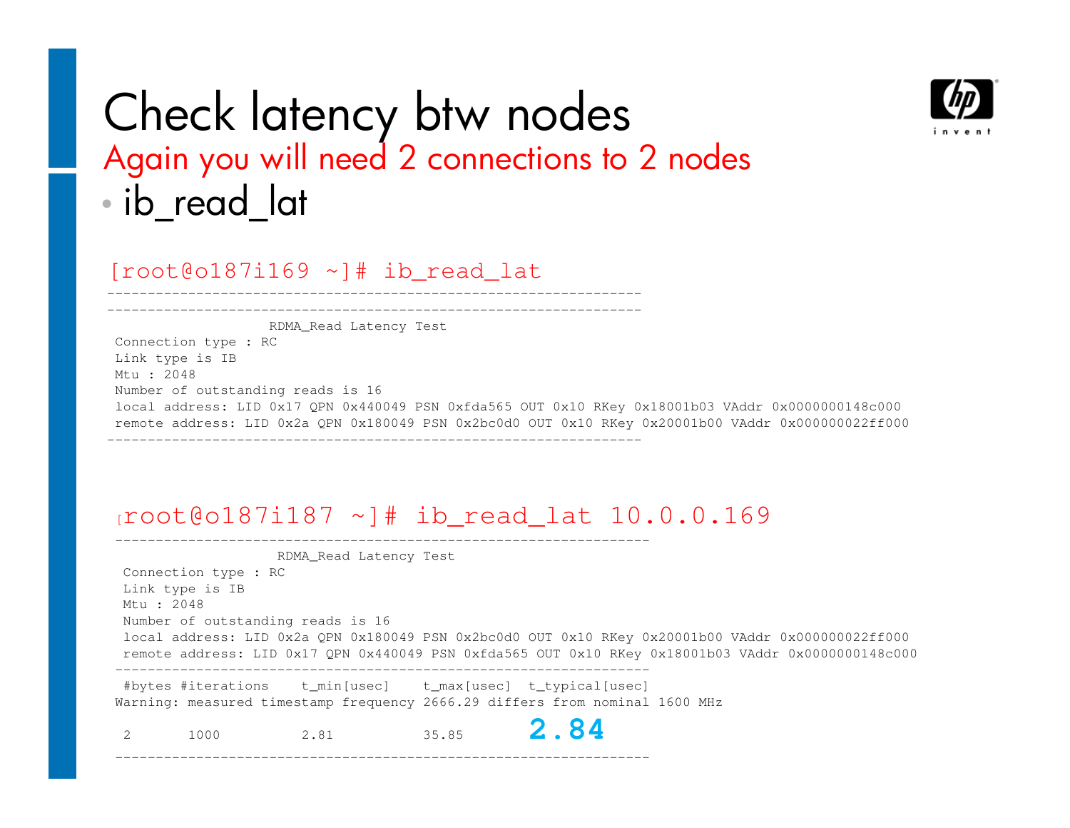# Check latency btw nodes

Again you will need 2 connections to 2 nodes

- ib_read_lat

```
[root@o187i169 ~]# ib_read_lat
------------------------------------------------------------------
------------------------------------------------------------------
                    RDMA_Read Latency Test
 Connection type : RC
 Link type is IB
 Mtu : 2048
 Number of outstanding reads is 16
 local address: LID 0x17 QPN 0x440049 PSN 0xfda565 OUT 0x10 RKey 0x18001b03 VAddr 0x0000000148c000
 remote address: LID 0x2a QPN 0x180049 PSN 0x2bc0d0 OUT 0x10 RKey 0x20001b00 VAddr 0x000000022ff000
------------------------------------------------------------------
```

```
[root@o187i187 ~]# ib_read_lat 10.0.0.169
------------------------------------------------------------------
                    RDMA_Read Latency Test
 Connection type : RC
 Link type is IB
 Mtu : 2048
 Number of outstanding reads is 16
 local address: LID 0x2a QPN 0x180049 PSN 0x2bc0d0 OUT 0x10 RKey 0x20001b00 VAddr 0x000000022ff000
 remote address: LID 0x17 QPN 0x440049 PSN 0xfda565 OUT 0x10 RKey 0x18001b03 VAddr 0x0000000148c000
------------------------------------------------------------------
 #bytes #iterations    t_min[usec]    t_max[usec]  t_typical[usec]
Warning: measured timestamp frequency 2666.29 differs from nominal 1600 MHz
 2       1000          2.81           35.85        2.84
------------------------------------------------------------------
```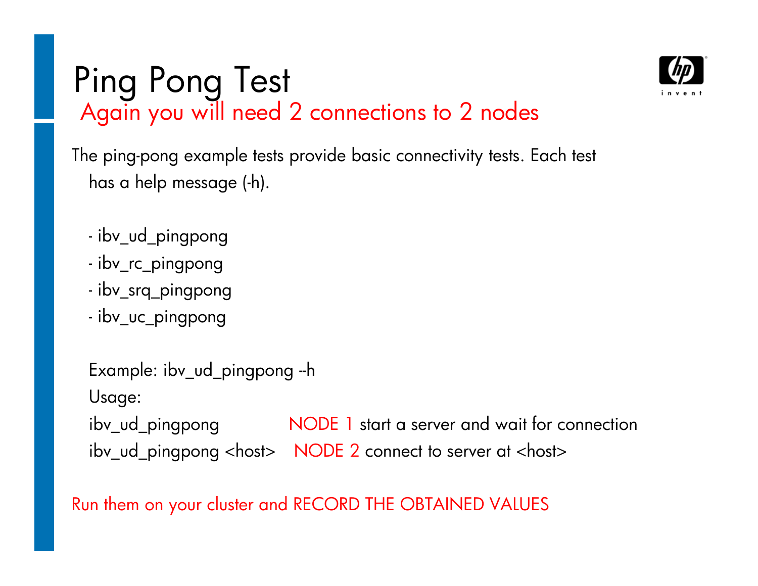# Ping Pong Test

## Again you will need 2 connections to 2 nodes

The ping-pong example tests provide basic connectivity tests. Each test has a help message (-h).

- ibv_ud_pingpong
- ibv_rc_pingpong
- ibv_srq_pingpong
- ibv_uc_pingpong

Example: ibv_ud_pingpong --h

Usage:

ibv_ud_pingpong NODE 1 start a server and wait for connection

ibv_ud_pingpong <host> NODE 2 connect to server at <host>

Run them on your cluster and RECORD THE OBTAINED VALUES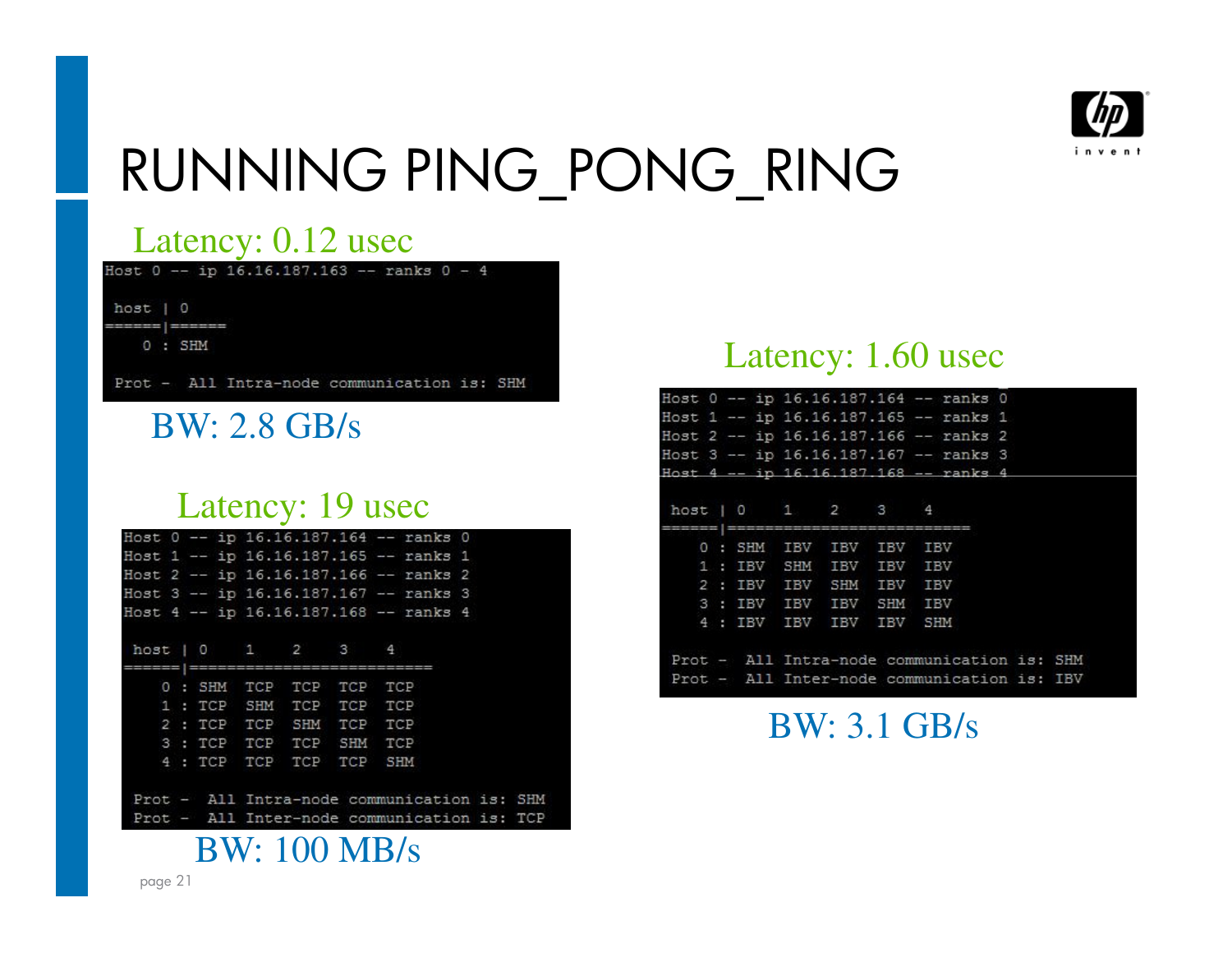# RUNNING PING_PONG_RING

Latency: 0.12 usec

```
Host 0 -- ip 16.16.187.163 -- ranks 0 - 4

 host | 0
======|======
   0 : SHM

 Prot -  All Intra-node communication is: SHM
```

BW: 2.8 GB/s

Latency: 19 usec

```
Host 0 -- ip 16.16.187.164 -- ranks 0
Host 1 -- ip 16.16.187.165 -- ranks 1
Host 2 -- ip 16.16.187.166 -- ranks 2
Host 3 -- ip 16.16.187.167 -- ranks 3
Host 4 -- ip 16.16.187.168 -- ranks 4

 host | 0    1    2    3    4
======|=========================
    0 : SHM  TCP  TCP  TCP  TCP
    1 : TCP  SHM  TCP  TCP  TCP
    2 : TCP  TCP  SHM  TCP  TCP
    3 : TCP  TCP  TCP  SHM  TCP
    4 : TCP  TCP  TCP  TCP  SHM

 Prot -  All Intra-node communication is: SHM
 Prot -  All Inter-node communication is: TCP
```

BW: 100 MB/s

Latency: 1.60 usec

```
Host 0 -- ip 16.16.187.164 -- ranks 0
Host 1 -- ip 16.16.187.165 -- ranks 1
Host 2 -- ip 16.16.187.166 -- ranks 2
Host 3 -- ip 16.16.187.167 -- ranks 3
Host 4 -- ip 16.16.187.168 -- ranks 4

 host | 0    1    2    3    4
======|=========================
    0 : SHM  IBV  IBV  IBV  IBV
    1 : IBV  SHM  IBV  IBV  IBV
    2 : IBV  IBV  SHM  IBV  IBV
    3 : IBV  IBV  IBV  SHM  IBV
    4 : IBV  IBV  IBV  IBV  SHM

 Prot -  All Intra-node communication is: SHM
 Prot -  All Inter-node communication is: IBV
```

BW: 3.1 GB/s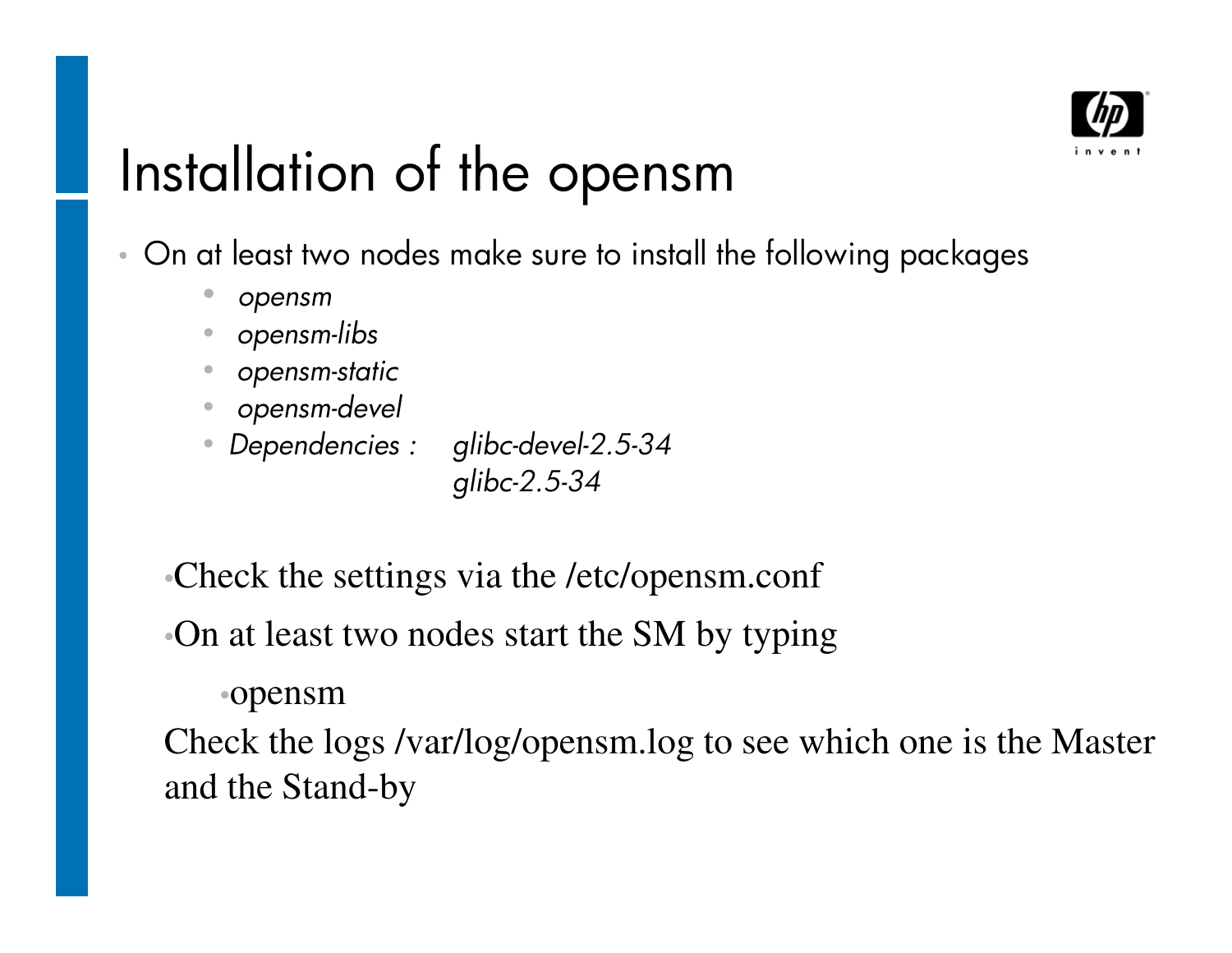# Installation of the opensm

- On at least two nodes make sure to install the following packages
  - *opensm*
  - *opensm-libs*
  - *opensm-static*
  - *opensm-devel*
  - *Dependencies :* *glibc-devel-2.5-34*
    *glibc-2.5-34*

- Check the settings via the /etc/opensm.conf
- On at least two nodes start the SM by typing
  - opensm

Check the logs /var/log/opensm.log to see which one is the Master and the Stand-by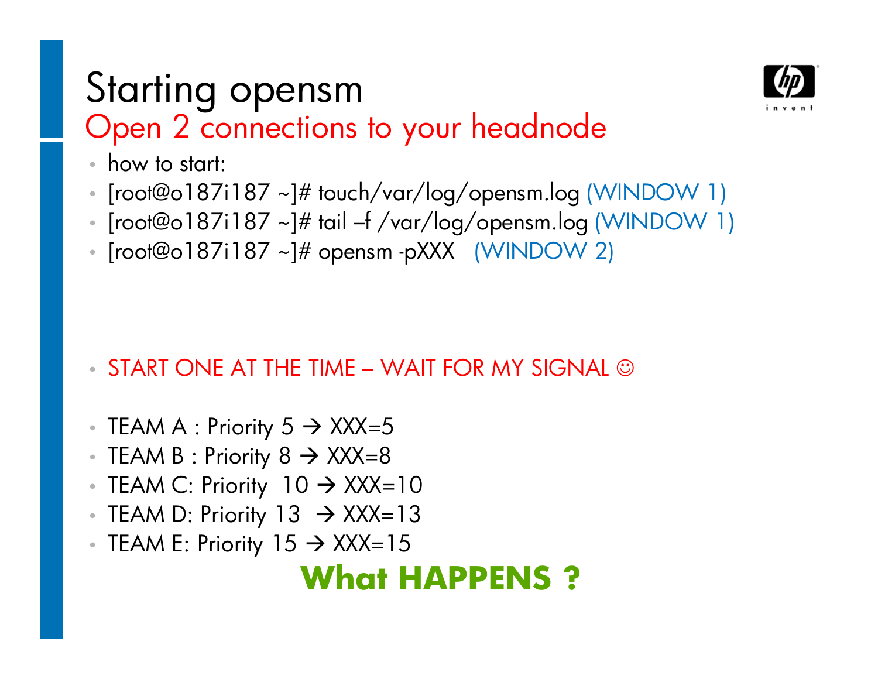# Starting opensm

## Open 2 connections to your headnode

- how to start:
- [root@o187i187 ~]# touch/var/log/opensm.log (WINDOW 1)
- [root@o187i187 ~]# tail –f /var/log/opensm.log (WINDOW 1)
- [root@o187i187 ~]# opensm -pXXX (WINDOW 2)

- START ONE AT THE TIME – WAIT FOR MY SIGNAL ☺

- TEAM A : Priority 5 → XXX=5
- TEAM B : Priority 8 → XXX=8
- TEAM C: Priority 10 → XXX=10
- TEAM D: Priority 13 → XXX=13
- TEAM E: Priority 15 → XXX=15

**What HAPPENS ?**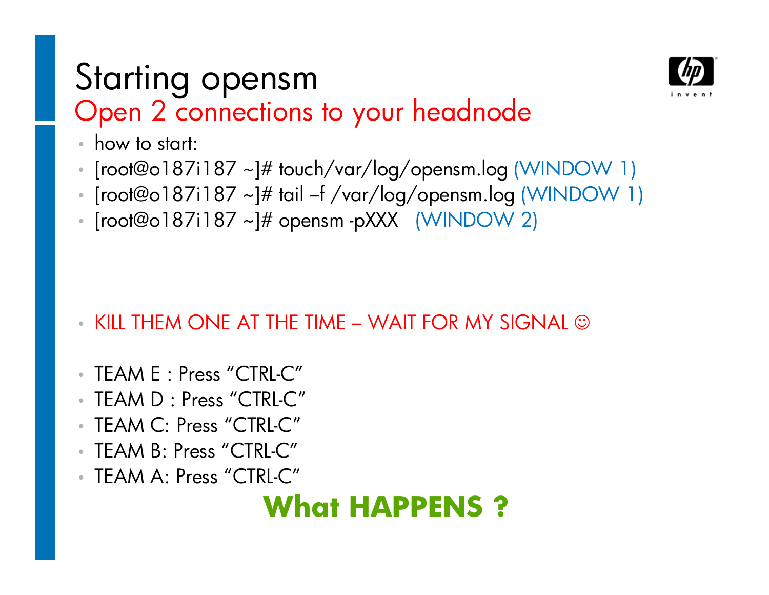# Starting opensm

## Open 2 connections to your headnode

- how to start:
- [root@o187i187 ~]# touch/var/log/opensm.log (WINDOW 1)
- [root@o187i187 ~]# tail –f /var/log/opensm.log (WINDOW 1)
- [root@o187i187 ~]# opensm -pXXX (WINDOW 2)

- KILL THEM ONE AT THE TIME – WAIT FOR MY SIGNAL ☺

- TEAM E : Press “CTRL-C”
- TEAM D : Press “CTRL-C”
- TEAM C: Press “CTRL-C”
- TEAM B: Press “CTRL-C”
- TEAM A: Press “CTRL-C”

**What HAPPENS ?**